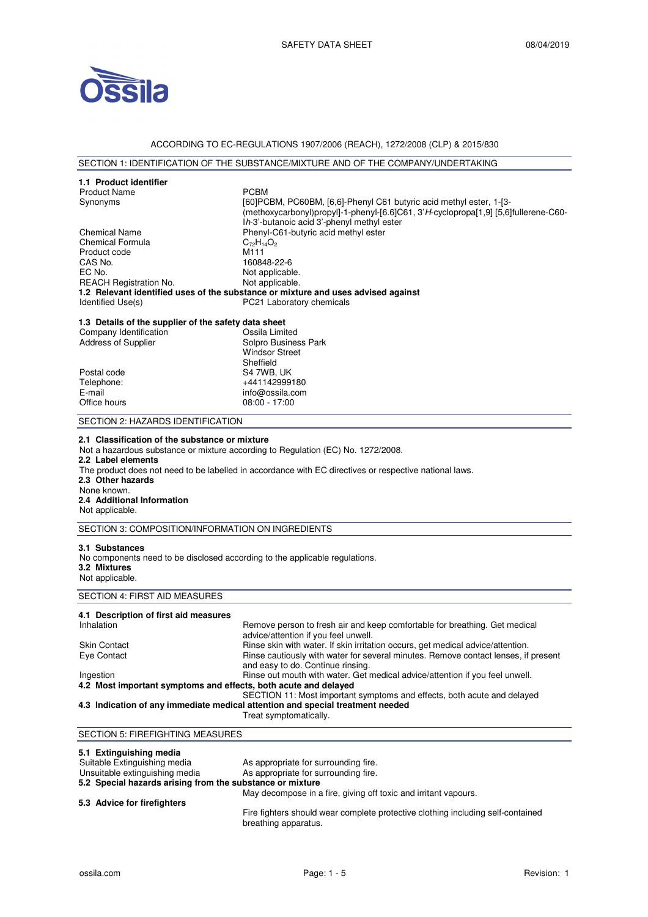ACCORDING TO EC-REGULATIONS 1907/2006 (REACH), 1272/2008 (CLP) & 2015/830

## SECTION 1: IDENTIFICATION OF THE SUBSTANCE/MIXTURE AND OF THE COMPANY/UNDERTAKING

### 1.1 Product identifier

| | |
|---|---|
| Product Name | PCBM |
| Synonyms | [60]PCBM, PC60BM, [6,6]-Phenyl C61 butyric acid methyl ester, 1-[3-(methoxycarbonyl)propyl]-1-phenyl-[6.6]C61, 3'*H*-cyclopropa[1,9] [5,6]fullerene-C60-I*h*-3'-butanoic acid 3'-phenyl methyl ester |
| Chemical Name | Phenyl-C61-butyric acid methyl ester |
| Chemical Formula | $C_{72}H_{14}O_2$ |
| Product code | M111 |
| CAS No. | 160848-22-6 |
| EC No. | Not applicable. |
| REACH Registration No. | Not applicable. |

### 1.2 Relevant identified uses of the substance or mixture and uses advised against

| | |
|---|---|
| Identified Use(s) | PC21 Laboratory chemicals |

### 1.3 Details of the supplier of the safety data sheet

| | |
|---|---|
| Company Identification | Ossila Limited |
| Address of Supplier | Solpro Business Park<br>Windsor Street<br>Sheffield |
| Postal code | S4 7WB, UK |
| Telephone: | +441142999180 |
| E-mail | info@ossila.com |
| Office hours | 08:00 - 17:00 |

## SECTION 2: HAZARDS IDENTIFICATION

### 2.1 Classification of the substance or mixture

Not a hazardous substance or mixture according to Regulation (EC) No. 1272/2008.

### 2.2 Label elements

The product does not need to be labelled in accordance with EC directives or respective national laws.

### 2.3 Other hazards

None known.

### 2.4 Additional Information

Not applicable.

## SECTION 3: COMPOSITION/INFORMATION ON INGREDIENTS

### 3.1 Substances

No components need to be disclosed according to the applicable regulations.

### 3.2 Mixtures

Not applicable.

## SECTION 4: FIRST AID MEASURES

### 4.1 Description of first aid measures

| | |
|---|---|
| Inhalation | Remove person to fresh air and keep comfortable for breathing. Get medical advice/attention if you feel unwell. |
| Skin Contact | Rinse skin with water. If skin irritation occurs, get medical advice/attention. |
| Eye Contact | Rinse cautiously with water for several minutes. Remove contact lenses, if present and easy to do. Continue rinsing. |
| Ingestion | Rinse out mouth with water. Get medical advice/attention if you feel unwell. |

### 4.2 Most important symptoms and effects, both acute and delayed

SECTION 11: Most important symptoms and effects, both acute and delayed

### 4.3 Indication of any immediate medical attention and special treatment needed

Treat symptomatically.

## SECTION 5: FIREFIGHTING MEASURES

### 5.1 Extinguishing media

| | |
|---|---|
| Suitable Extinguishing media | As appropriate for surrounding fire. |
| Unsuitable extinguishing media | As appropriate for surrounding fire. |

### 5.2 Special hazards arising from the substance or mixture

May decompose in a fire, giving off toxic and irritant vapours.

### 5.3 Advice for firefighters

Fire fighters should wear complete protective clothing including self-contained breathing apparatus.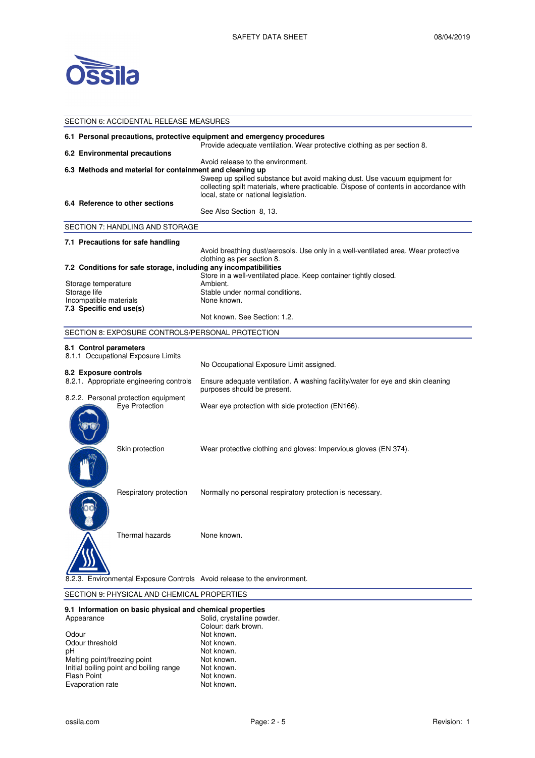## SECTION 6: ACCIDENTAL RELEASE MEASURES

**6.1 Personal precautions, protective equipment and emergency procedures**

Provide adequate ventilation. Wear protective clothing as per section 8.

**6.2 Environmental precautions**

Avoid release to the environment.

**6.3 Methods and material for containment and cleaning up**

Sweep up spilled substance but avoid making dust. Use vacuum equipment for collecting spilt materials, where practicable. Dispose of contents in accordance with local, state or national legislation.

**6.4 Reference to other sections**

See Also Section 8, 13.

## SECTION 7: HANDLING AND STORAGE

**7.1 Precautions for safe handling**

Avoid breathing dust/aerosols. Use only in a well-ventilated area. Wear protective clothing as per section 8.

**7.2 Conditions for safe storage, including any incompatibilities**

Store in a well-ventilated place. Keep container tightly closed.

| | |
|---|---|
| Storage temperature | Ambient. |
| Storage life | Stable under normal conditions. |
| Incompatible materials | None known. |

**7.3 Specific end use(s)**

Not known. See Section: 1.2.

## SECTION 8: EXPOSURE CONTROLS/PERSONAL PROTECTION

**8.1 Control parameters**

8.1.1 Occupational Exposure Limits

No Occupational Exposure Limit assigned.

**8.2 Exposure controls**

8.2.1. Appropriate engineering controls: Ensure adequate ventilation. A washing facility/water for eye and skin cleaning purposes should be present.

8.2.2. Personal protection equipment

| | |
|---|---|
| Eye Protection | Wear eye protection with side protection (EN166). |
| Skin protection | Wear protective clothing and gloves: Impervious gloves (EN 374). |
| Respiratory protection | Normally no personal respiratory protection is necessary. |
| Thermal hazards | None known. |

8.2.3. Environmental Exposure Controls: Avoid release to the environment.

## SECTION 9: PHYSICAL AND CHEMICAL PROPERTIES

**9.1 Information on basic physical and chemical properties**

| | |
|---|---|
| Appearance | Solid, crystalline powder. Colour: dark brown. |
| Odour | Not known. |
| Odour threshold | Not known. |
| pH | Not known. |
| Melting point/freezing point | Not known. |
| Initial boiling point and boiling range | Not known. |
| Flash Point | Not known. |
| Evaporation rate | Not known. |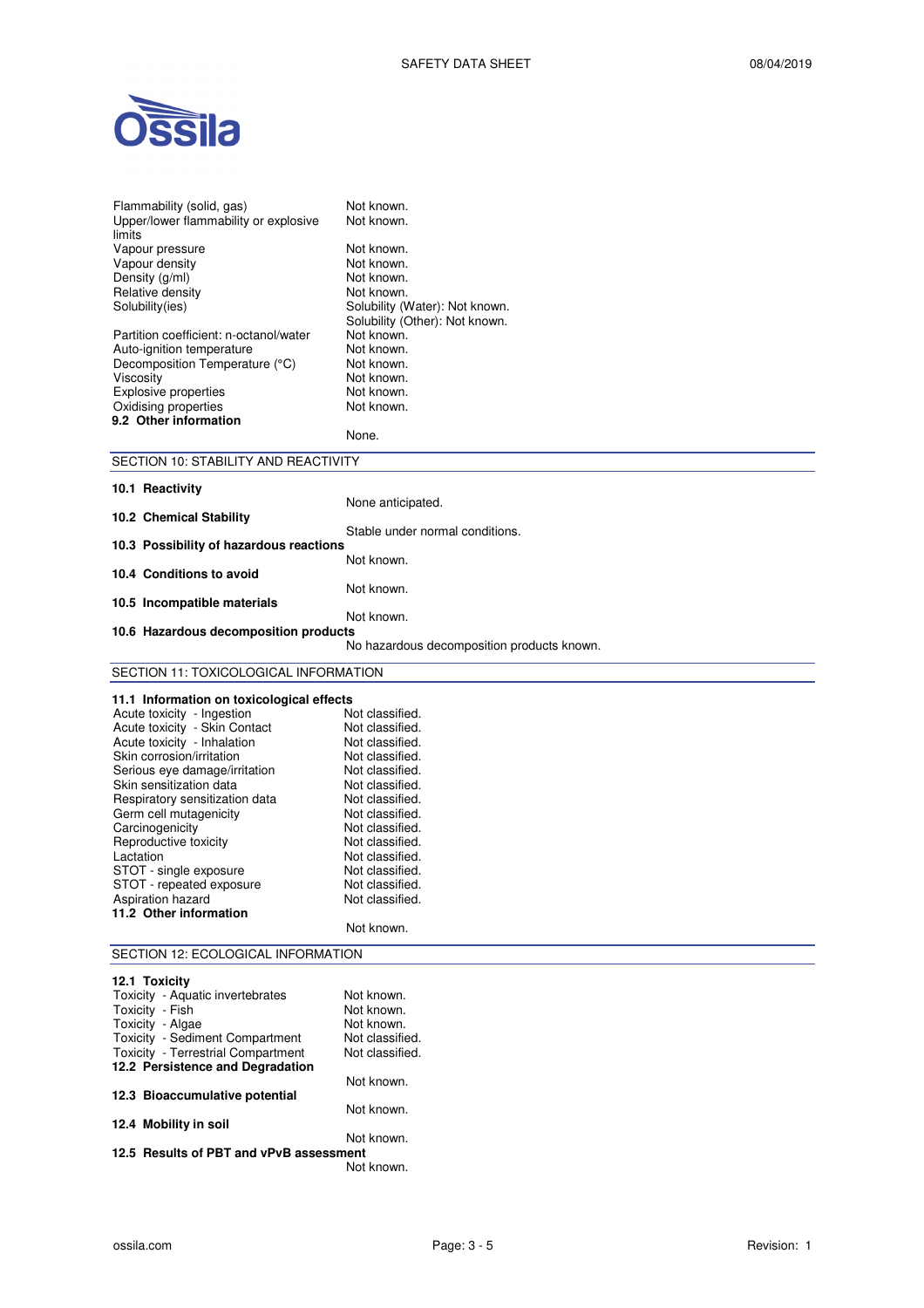| | |
|---|---|
| Flammability (solid, gas) | Not known. |
| Upper/lower flammability or explosive limits | Not known. |
| Vapour pressure | Not known. |
| Vapour density | Not known. |
| Density (g/ml) | Not known. |
| Relative density | Not known. |
| Solubility(ies) | Solubility (Water): Not known.<br>Solubility (Other): Not known. |
| Partition coefficient: n-octanol/water | Not known. |
| Auto-ignition temperature | Not known. |
| Decomposition Temperature (°C) | Not known. |
| Viscosity | Not known. |
| Explosive properties | Not known. |
| Oxidising properties | Not known. |

**9.2 Other information**

None.

## SECTION 10: STABILITY AND REACTIVITY

**10.1 Reactivity**

None anticipated.

**10.2 Chemical Stability**

Stable under normal conditions.

**10.3 Possibility of hazardous reactions**

Not known.

**10.4 Conditions to avoid**

Not known.

**10.5 Incompatible materials**

Not known.

**10.6 Hazardous decomposition products**

No hazardous decomposition products known.

## SECTION 11: TOXICOLOGICAL INFORMATION

**11.1 Information on toxicological effects**

| | |
|---|---|
| Acute toxicity - Ingestion | Not classified. |
| Acute toxicity - Skin Contact | Not classified. |
| Acute toxicity - Inhalation | Not classified. |
| Skin corrosion/irritation | Not classified. |
| Serious eye damage/irritation | Not classified. |
| Skin sensitization data | Not classified. |
| Respiratory sensitization data | Not classified. |
| Germ cell mutagenicity | Not classified. |
| Carcinogenicity | Not classified. |
| Reproductive toxicity | Not classified. |
| Lactation | Not classified. |
| STOT - single exposure | Not classified. |
| STOT - repeated exposure | Not classified. |
| Aspiration hazard | Not classified. |

**11.2 Other information**

Not known.

## SECTION 12: ECOLOGICAL INFORMATION

**12.1 Toxicity**

| | |
|---|---|
| Toxicity - Aquatic invertebrates | Not known. |
| Toxicity - Fish | Not known. |
| Toxicity - Algae | Not known. |
| Toxicity - Sediment Compartment | Not classified. |
| Toxicity - Terrestrial Compartment | Not classified. |

**12.2 Persistence and Degradation**

Not known.

**12.3 Bioaccumulative potential**

Not known.

**12.4 Mobility in soil**

Not known.

**12.5 Results of PBT and vPvB assessment**

Not known.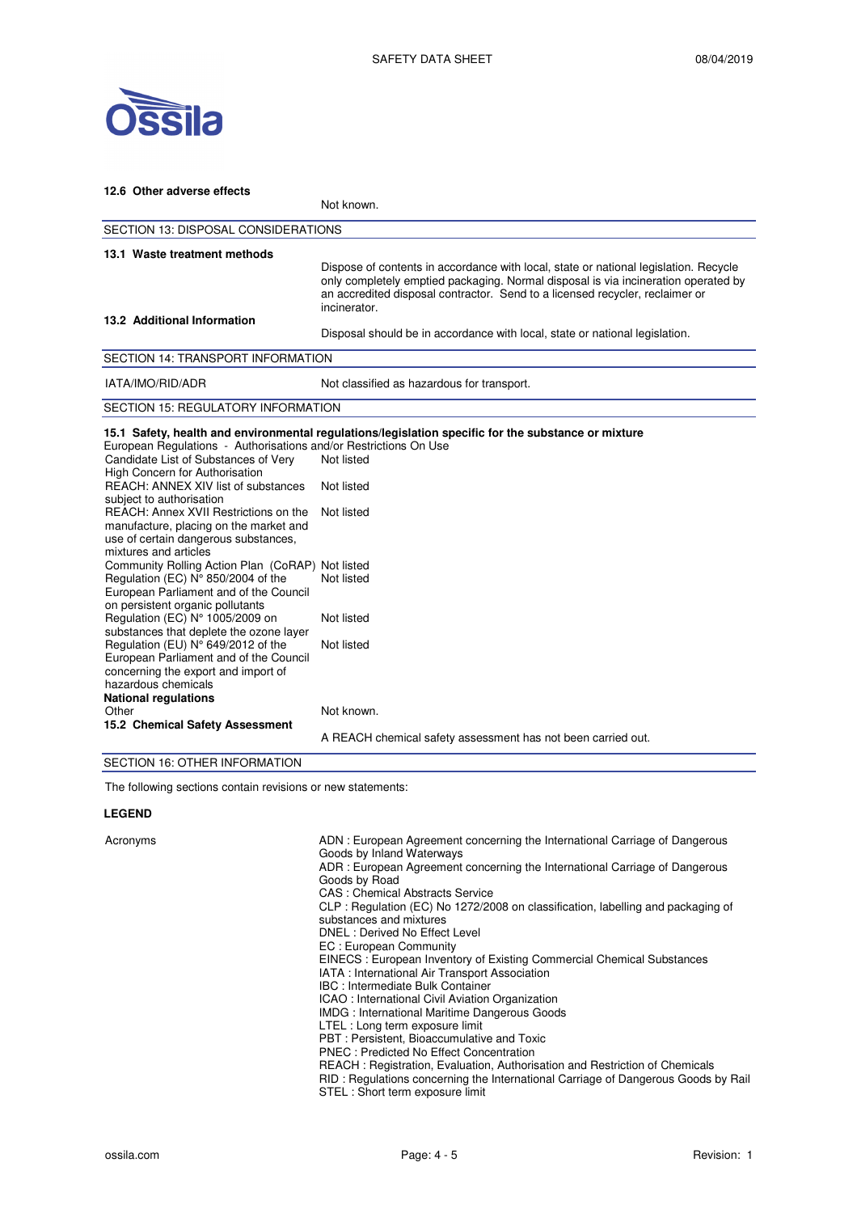**12.6 Other adverse effects**

Not known.

## SECTION 13: DISPOSAL CONSIDERATIONS

**13.1 Waste treatment methods**

Dispose of contents in accordance with local, state or national legislation. Recycle only completely emptied packaging. Normal disposal is via incineration operated by an accredited disposal contractor. Send to a licensed recycler, reclaimer or incinerator.

**13.2 Additional Information**

Disposal should be in accordance with local, state or national legislation.

## SECTION 14: TRANSPORT INFORMATION

| | |
|---|---|
| IATA/IMO/RID/ADR | Not classified as hazardous for transport. |

## SECTION 15: REGULATORY INFORMATION

**15.1 Safety, health and environmental regulations/legislation specific for the substance or mixture**

European Regulations - Authorisations and/or Restrictions On Use

| | |
|---|---|
| Candidate List of Substances of Very High Concern for Authorisation | Not listed |
| REACH: ANNEX XIV list of substances subject to authorisation | Not listed |
| REACH: Annex XVII Restrictions on the manufacture, placing on the market and use of certain dangerous substances, mixtures and articles | Not listed |
| Community Rolling Action Plan (CoRAP) | Not listed |
| Regulation (EC) N° 850/2004 of the European Parliament and of the Council on persistent organic pollutants | Not listed |
| Regulation (EC) N° 1005/2009 on substances that deplete the ozone layer | Not listed |
| Regulation (EU) N° 649/2012 of the European Parliament and of the Council concerning the export and import of hazardous chemicals | Not listed |

**National regulations**

| | |
|---|---|
| Other | Not known. |

**15.2 Chemical Safety Assessment**

A REACH chemical safety assessment has not been carried out.

## SECTION 16: OTHER INFORMATION

The following sections contain revisions or new statements:

**LEGEND**

Acronyms

ADN : European Agreement concerning the International Carriage of Dangerous Goods by Inland Waterways
ADR : European Agreement concerning the International Carriage of Dangerous Goods by Road
CAS : Chemical Abstracts Service
CLP : Regulation (EC) No 1272/2008 on classification, labelling and packaging of substances and mixtures
DNEL : Derived No Effect Level
EC : European Community
EINECS : European Inventory of Existing Commercial Chemical Substances
IATA : International Air Transport Association
IBC : Intermediate Bulk Container
ICAO : International Civil Aviation Organization
IMDG : International Maritime Dangerous Goods
LTEL : Long term exposure limit
PBT : Persistent, Bioaccumulative and Toxic
PNEC : Predicted No Effect Concentration
REACH : Registration, Evaluation, Authorisation and Restriction of Chemicals
RID : Regulations concerning the International Carriage of Dangerous Goods by Rail
STEL : Short term exposure limit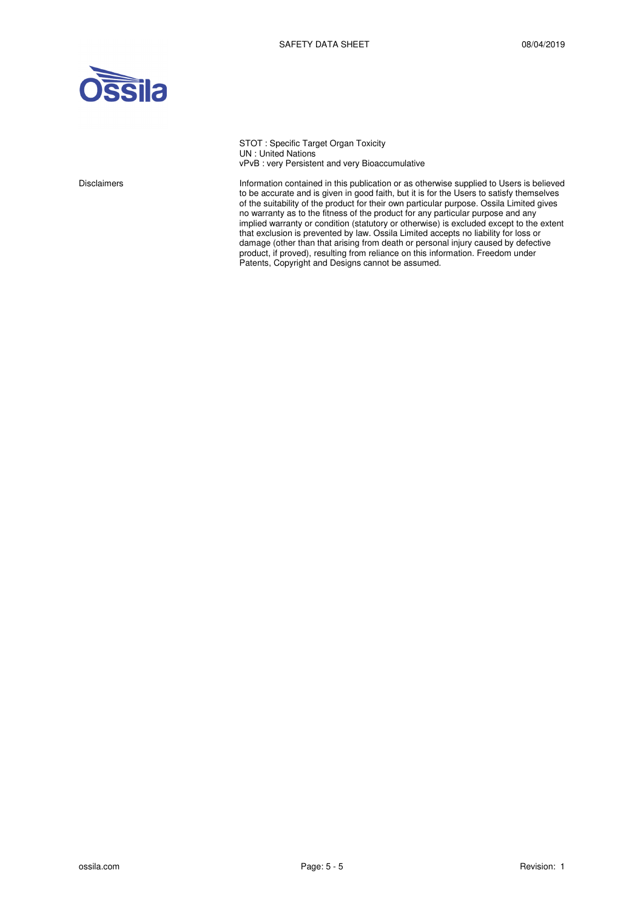STOT : Specific Target Organ Toxicity
UN : United Nations
vPvB : very Persistent and very Bioaccumulative

| | |
|---|---|
| Disclaimers | Information contained in this publication or as otherwise supplied to Users is believed to be accurate and is given in good faith, but it is for the Users to satisfy themselves of the suitability of the product for their own particular purpose. Ossila Limited gives no warranty as to the fitness of the product for any particular purpose and any implied warranty or condition (statutory or otherwise) is excluded except to the extent that exclusion is prevented by law. Ossila Limited accepts no liability for loss or damage (other than that arising from death or personal injury caused by defective product, if proved), resulting from reliance on this information. Freedom under Patents, Copyright and Designs cannot be assumed. |